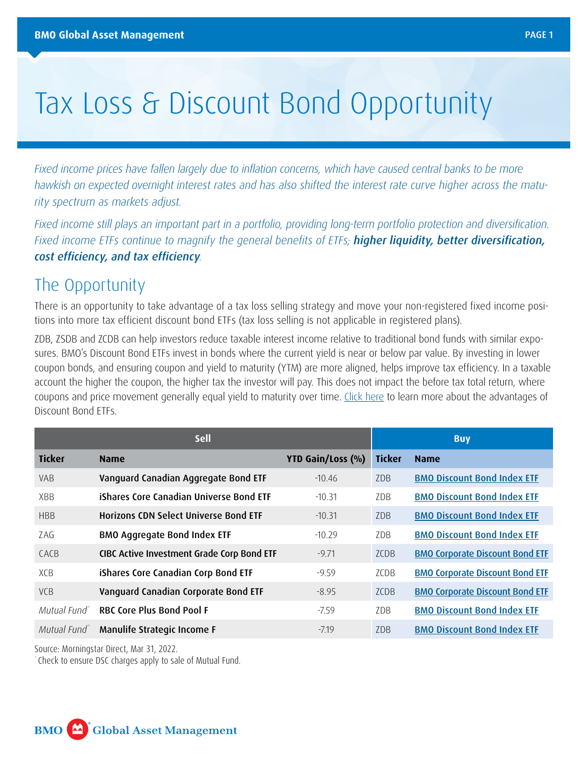# Tax Loss & Discount Bond Opportunity

*Fixed income prices have fallen largely due to inflation concerns, which have caused central banks to be more hawkish on expected overnight interest rates and has also shifted the interest rate curve higher across the maturity spectrum as markets adjust.*

*Fixed income still plays an important part in a portfolio, providing long-term portfolio protection and diversification. Fixed income ETFs continue to magnify the general benefits of ETFs;* ***higher liquidity, better diversification, cost efficiency, and tax efficiency****.*

## The Opportunity

There is an opportunity to take advantage of a tax loss selling strategy and move your non-registered fixed income positions into more tax efficient discount bond ETFs (tax loss selling is not applicable in registered plans).

ZDB, ZSDB and ZCDB can help investors reduce taxable interest income relative to traditional bond funds with similar exposures. BMO's Discount Bond ETFs invest in bonds where the current yield is near or below par value. By investing in lower coupon bonds, and ensuring coupon and yield to maturity (YTM) are more aligned, helps improve tax efficiency. In a taxable account the higher the coupon, the higher tax the investor will pay. This does not impact the before tax total return, where coupons and price movement generally equal yield to maturity over time. Click here to learn more about the advantages of Discount Bond ETFs.

| Sell | | | Buy | |
|---|---|---|---|---|
| **Ticker** | **Name** | **YTD Gain/Loss (%)** | **Ticker** | **Name** |
| VAB | **Vanguard Canadian Aggregate Bond ETF** | -10.46 | ZDB | **BMO Discount Bond Index ETF** |
| XBB | **iShares Core Canadian Universe Bond ETF** | -10.31 | ZDB | **BMO Discount Bond Index ETF** |
| HBB | **Horizons CDN Select Universe Bond ETF** | -10.31 | ZDB | **BMO Discount Bond Index ETF** |
| ZAG | **BMO Aggregate Bond Index ETF** | -10.29 | ZDB | **BMO Discount Bond Index ETF** |
| CACB | **CIBC Active Investment Grade Corp Bond ETF** | -9.71 | ZCDB | **BMO Corporate Discount Bond ETF** |
| XCB | **iShares Core Canadian Corp Bond ETF** | -9.59 | ZCDB | **BMO Corporate Discount Bond ETF** |
| VCB | **Vanguard Canadian Corporate Bond ETF** | -8.95 | ZCDB | **BMO Corporate Discount Bond ETF** |
| *Mutual Fund*[*] | **RBC Core Plus Bond Pool F** | -7.59 | ZDB | **BMO Discount Bond Index ETF** |
| *Mutual Fund*[*] | **Manulife Strategic Income F** | -7.19 | ZDB | **BMO Discount Bond Index ETF** |

Source: Morningstar Direct, Mar 31, 2022.

[*] Check to ensure DSC charges apply to sale of Mutual Fund.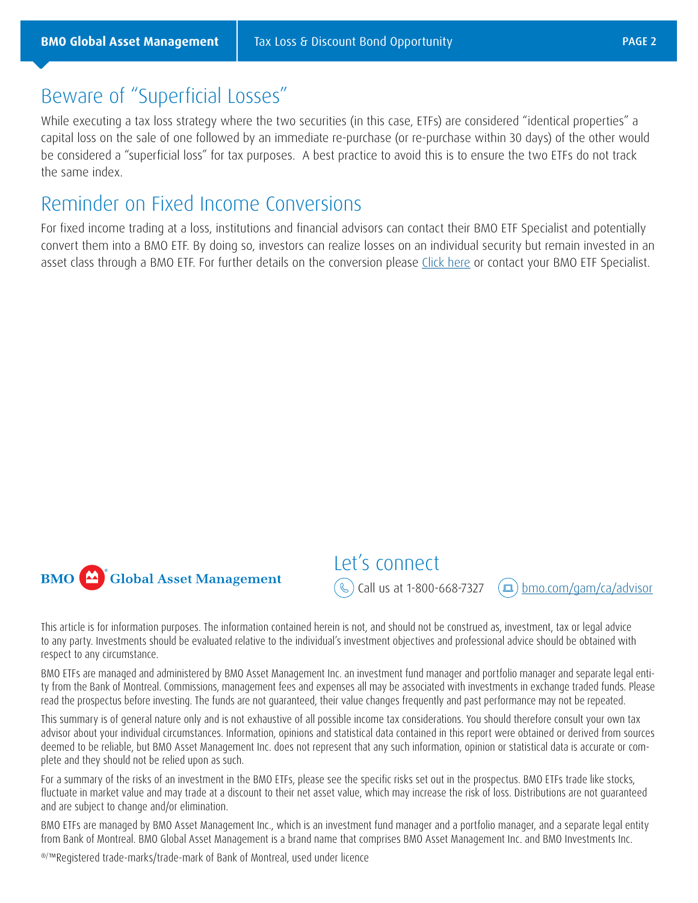## Beware of "Superficial Losses"

While executing a tax loss strategy where the two securities (in this case, ETFs) are considered "identical properties" a capital loss on the sale of one followed by an immediate re-purchase (or re-purchase within 30 days) of the other would be considered a "superficial loss" for tax purposes. A best practice to avoid this is to ensure the two ETFs do not track the same index.

## Reminder on Fixed Income Conversions

For fixed income trading at a loss, institutions and financial advisors can contact their BMO ETF Specialist and potentially convert them into a BMO ETF. By doing so, investors can realize losses on an individual security but remain invested in an asset class through a BMO ETF. For further details on the conversion please Click here or contact your BMO ETF Specialist.

BMO Global Asset Management

## Let's connect

Call us at 1-800-668-7327 bmo.com/gam/ca/advisor

This article is for information purposes. The information contained herein is not, and should not be construed as, investment, tax or legal advice to any party. Investments should be evaluated relative to the individual's investment objectives and professional advice should be obtained with respect to any circumstance.

BMO ETFs are managed and administered by BMO Asset Management Inc. an investment fund manager and portfolio manager and separate legal entity from the Bank of Montreal. Commissions, management fees and expenses all may be associated with investments in exchange traded funds. Please read the prospectus before investing. The funds are not guaranteed, their value changes frequently and past performance may not be repeated.

This summary is of general nature only and is not exhaustive of all possible income tax considerations. You should therefore consult your own tax advisor about your individual circumstances. Information, opinions and statistical data contained in this report were obtained or derived from sources deemed to be reliable, but BMO Asset Management Inc. does not represent that any such information, opinion or statistical data is accurate or complete and they should not be relied upon as such.

For a summary of the risks of an investment in the BMO ETFs, please see the specific risks set out in the prospectus. BMO ETFs trade like stocks, fluctuate in market value and may trade at a discount to their net asset value, which may increase the risk of loss. Distributions are not guaranteed and are subject to change and/or elimination.

BMO ETFs are managed by BMO Asset Management Inc., which is an investment fund manager and a portfolio manager, and a separate legal entity from Bank of Montreal. BMO Global Asset Management is a brand name that comprises BMO Asset Management Inc. and BMO Investments Inc.

®/™Registered trade-marks/trade-mark of Bank of Montreal, used under licence